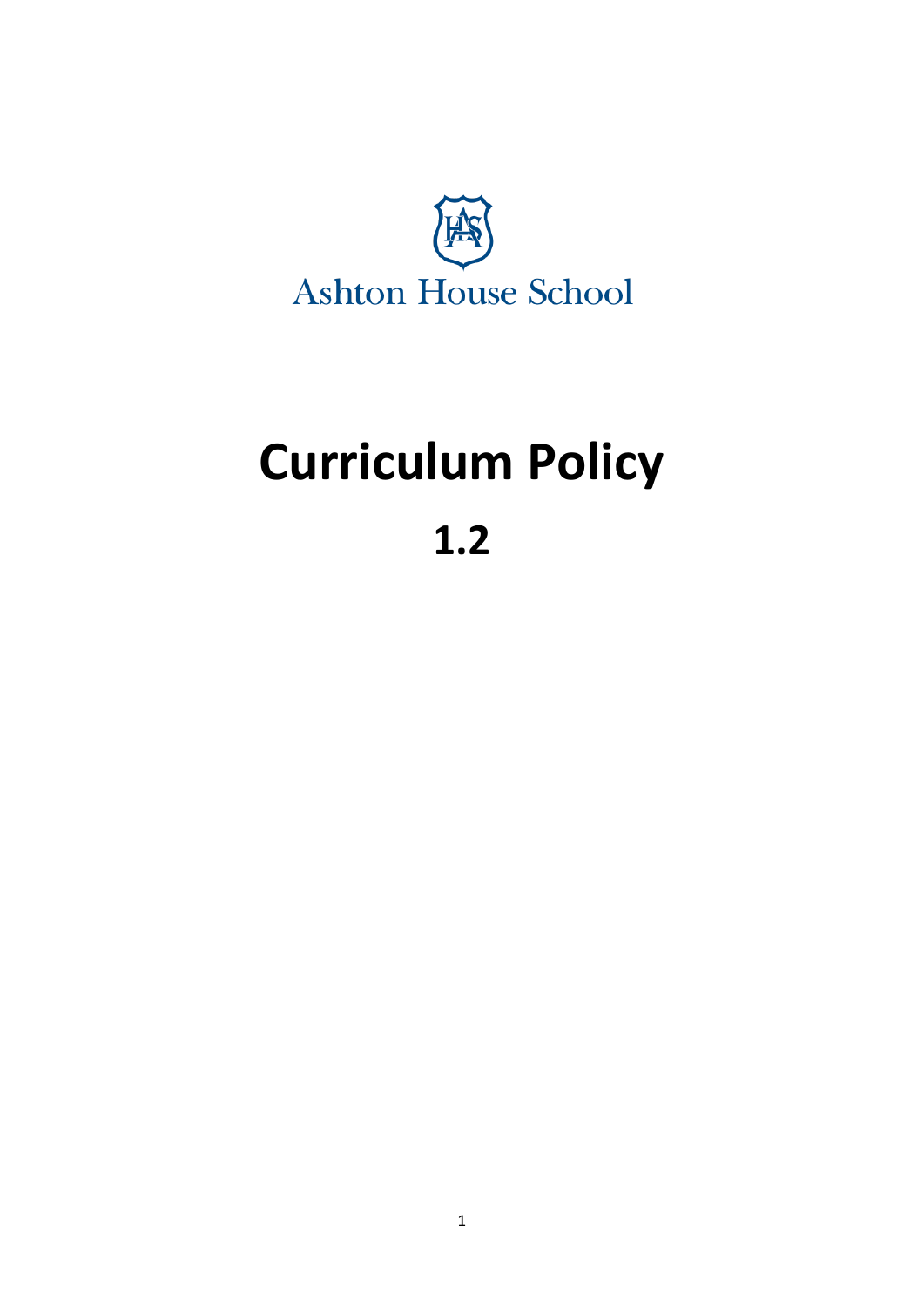Ashton House School

# Curriculum Policy

## 1.2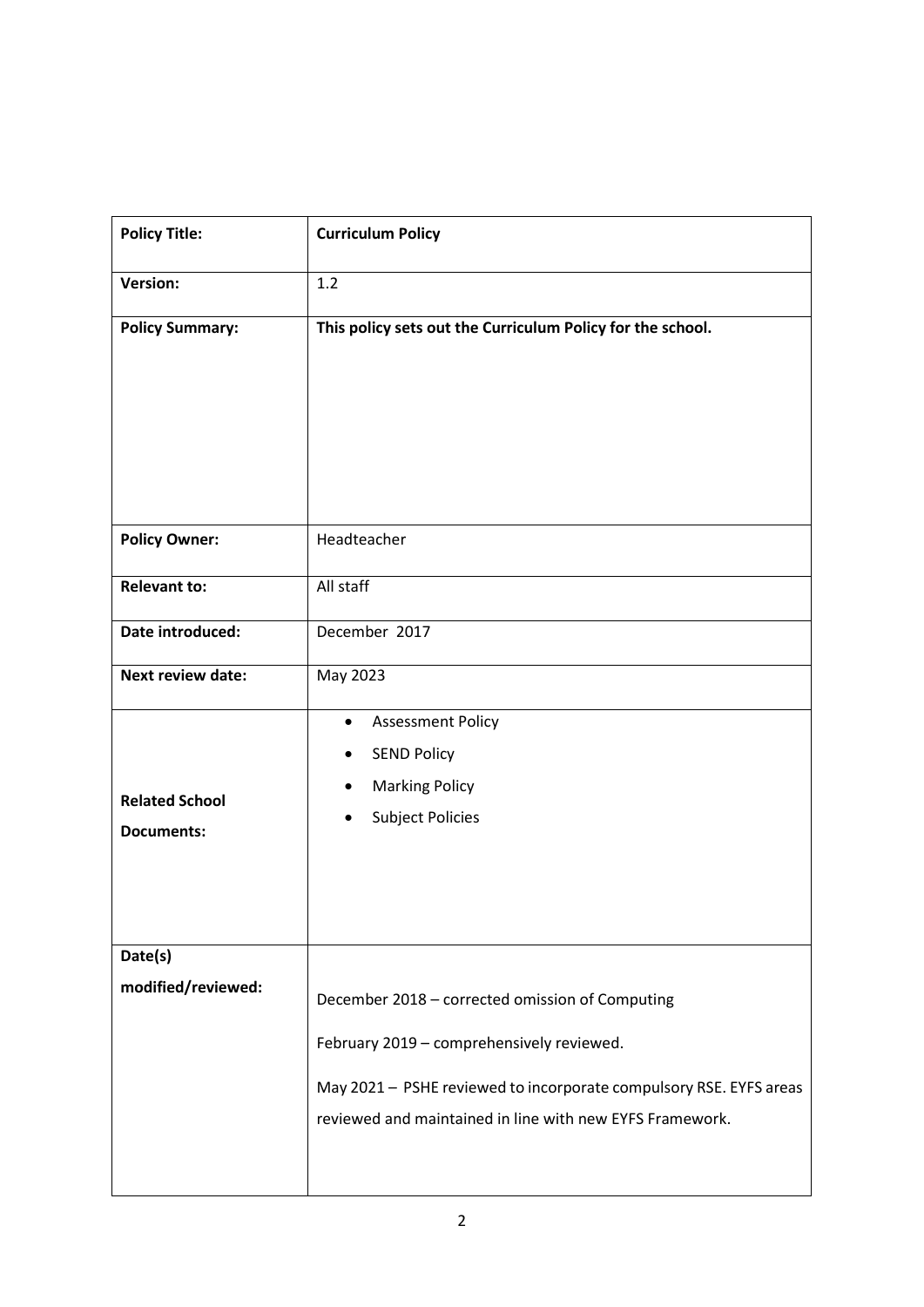| **Policy Title:** | **Curriculum Policy** |
|---|---|
| **Version:** | 1.2 |
| **Policy Summary:** | **This policy sets out the Curriculum Policy for the school.** |
| **Policy Owner:** | Headteacher |
| **Relevant to:** | All staff |
| **Date introduced:** | December 2017 |
| **Next review date:** | May 2023 |
| **Related School Documents:** | • Assessment Policy<br>• SEND Policy<br>• Marking Policy<br>• Subject Policies |
| **Date(s) modified/reviewed:** | December 2018 – corrected omission of Computing<br><br>February 2019 – comprehensively reviewed.<br><br>May 2021 – PSHE reviewed to incorporate compulsory RSE. EYFS areas reviewed and maintained in line with new EYFS Framework. |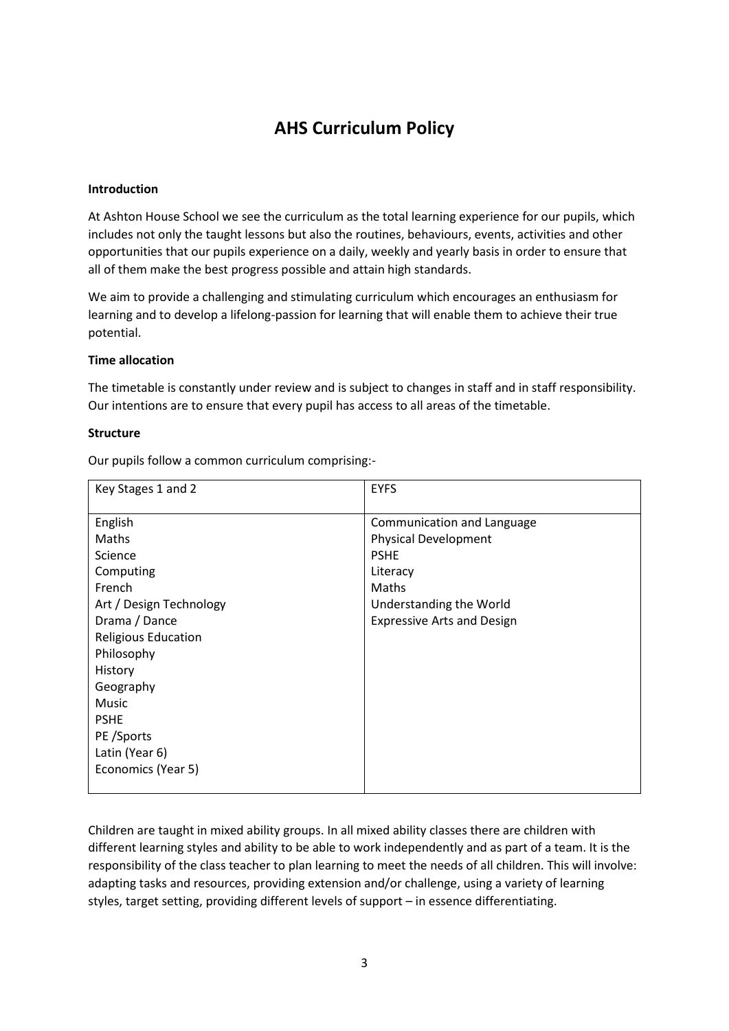# AHS Curriculum Policy

**Introduction**

At Ashton House School we see the curriculum as the total learning experience for our pupils, which includes not only the taught lessons but also the routines, behaviours, events, activities and other opportunities that our pupils experience on a daily, weekly and yearly basis in order to ensure that all of them make the best progress possible and attain high standards.

We aim to provide a challenging and stimulating curriculum which encourages an enthusiasm for learning and to develop a lifelong-passion for learning that will enable them to achieve their true potential.

**Time allocation**

The timetable is constantly under review and is subject to changes in staff and in staff responsibility. Our intentions are to ensure that every pupil has access to all areas of the timetable.

**Structure**

Our pupils follow a common curriculum comprising:-

| Key Stages 1 and 2 | EYFS |
|---|---|
| English | Communication and Language |
| Maths | Physical Development |
| Science | PSHE |
| Computing | Literacy |
| French | Maths |
| Art / Design Technology | Understanding the World |
| Drama / Dance | Expressive Arts and Design |
| Religious Education | |
| Philosophy | |
| History | |
| Geography | |
| Music | |
| PSHE | |
| PE /Sports | |
| Latin (Year 6) | |
| Economics (Year 5) | |

Children are taught in mixed ability groups. In all mixed ability classes there are children with different learning styles and ability to be able to work independently and as part of a team. It is the responsibility of the class teacher to plan learning to meet the needs of all children. This will involve: adapting tasks and resources, providing extension and/or challenge, using a variety of learning styles, target setting, providing different levels of support – in essence differentiating.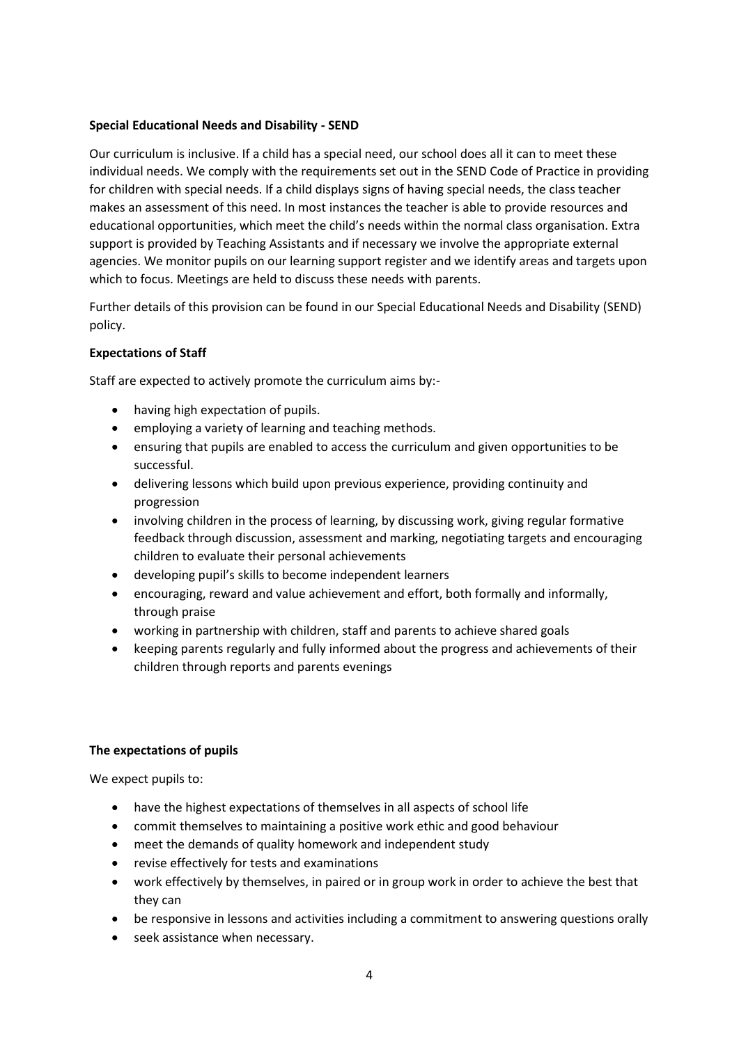**Special Educational Needs and Disability - SEND**

Our curriculum is inclusive. If a child has a special need, our school does all it can to meet these individual needs. We comply with the requirements set out in the SEND Code of Practice in providing for children with special needs. If a child displays signs of having special needs, the class teacher makes an assessment of this need. In most instances the teacher is able to provide resources and educational opportunities, which meet the child's needs within the normal class organisation. Extra support is provided by Teaching Assistants and if necessary we involve the appropriate external agencies. We monitor pupils on our learning support register and we identify areas and targets upon which to focus. Meetings are held to discuss these needs with parents.

Further details of this provision can be found in our Special Educational Needs and Disability (SEND) policy.

**Expectations of Staff**

Staff are expected to actively promote the curriculum aims by:-

- having high expectation of pupils.
- employing a variety of learning and teaching methods.
- ensuring that pupils are enabled to access the curriculum and given opportunities to be successful.
- delivering lessons which build upon previous experience, providing continuity and progression
- involving children in the process of learning, by discussing work, giving regular formative feedback through discussion, assessment and marking, negotiating targets and encouraging children to evaluate their personal achievements
- developing pupil's skills to become independent learners
- encouraging, reward and value achievement and effort, both formally and informally, through praise
- working in partnership with children, staff and parents to achieve shared goals
- keeping parents regularly and fully informed about the progress and achievements of their children through reports and parents evenings

**The expectations of pupils**

We expect pupils to:

- have the highest expectations of themselves in all aspects of school life
- commit themselves to maintaining a positive work ethic and good behaviour
- meet the demands of quality homework and independent study
- revise effectively for tests and examinations
- work effectively by themselves, in paired or in group work in order to achieve the best that they can
- be responsive in lessons and activities including a commitment to answering questions orally
- seek assistance when necessary.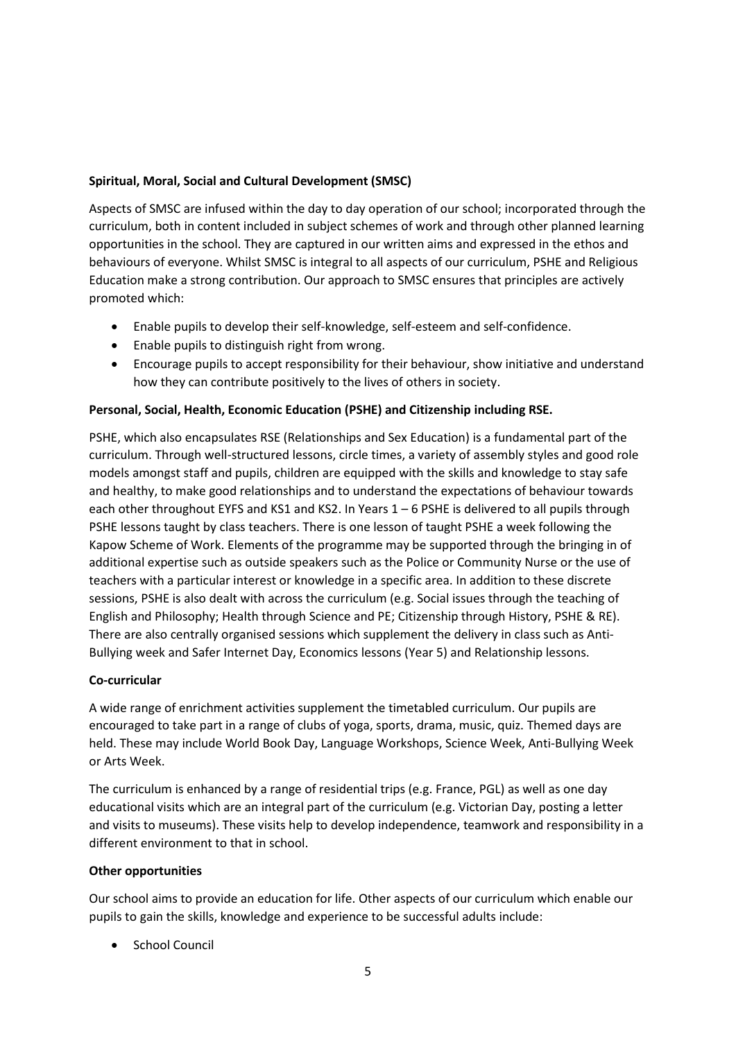**Spiritual, Moral, Social and Cultural Development (SMSC)**

Aspects of SMSC are infused within the day to day operation of our school; incorporated through the curriculum, both in content included in subject schemes of work and through other planned learning opportunities in the school. They are captured in our written aims and expressed in the ethos and behaviours of everyone. Whilst SMSC is integral to all aspects of our curriculum, PSHE and Religious Education make a strong contribution. Our approach to SMSC ensures that principles are actively promoted which:

- Enable pupils to develop their self-knowledge, self-esteem and self-confidence.
- Enable pupils to distinguish right from wrong.
- Encourage pupils to accept responsibility for their behaviour, show initiative and understand how they can contribute positively to the lives of others in society.

**Personal, Social, Health, Economic Education (PSHE) and Citizenship including RSE.**

PSHE, which also encapsulates RSE (Relationships and Sex Education) is a fundamental part of the curriculum. Through well-structured lessons, circle times, a variety of assembly styles and good role models amongst staff and pupils, children are equipped with the skills and knowledge to stay safe and healthy, to make good relationships and to understand the expectations of behaviour towards each other throughout EYFS and KS1 and KS2. In Years 1 – 6 PSHE is delivered to all pupils through PSHE lessons taught by class teachers. There is one lesson of taught PSHE a week following the Kapow Scheme of Work. Elements of the programme may be supported through the bringing in of additional expertise such as outside speakers such as the Police or Community Nurse or the use of teachers with a particular interest or knowledge in a specific area. In addition to these discrete sessions, PSHE is also dealt with across the curriculum (e.g. Social issues through the teaching of English and Philosophy; Health through Science and PE; Citizenship through History, PSHE & RE). There are also centrally organised sessions which supplement the delivery in class such as Anti-Bullying week and Safer Internet Day, Economics lessons (Year 5) and Relationship lessons.

**Co-curricular**

A wide range of enrichment activities supplement the timetabled curriculum. Our pupils are encouraged to take part in a range of clubs of yoga, sports, drama, music, quiz. Themed days are held. These may include World Book Day, Language Workshops, Science Week, Anti-Bullying Week or Arts Week.

The curriculum is enhanced by a range of residential trips (e.g. France, PGL) as well as one day educational visits which are an integral part of the curriculum (e.g. Victorian Day, posting a letter and visits to museums). These visits help to develop independence, teamwork and responsibility in a different environment to that in school.

**Other opportunities**

Our school aims to provide an education for life. Other aspects of our curriculum which enable our pupils to gain the skills, knowledge and experience to be successful adults include:

- School Council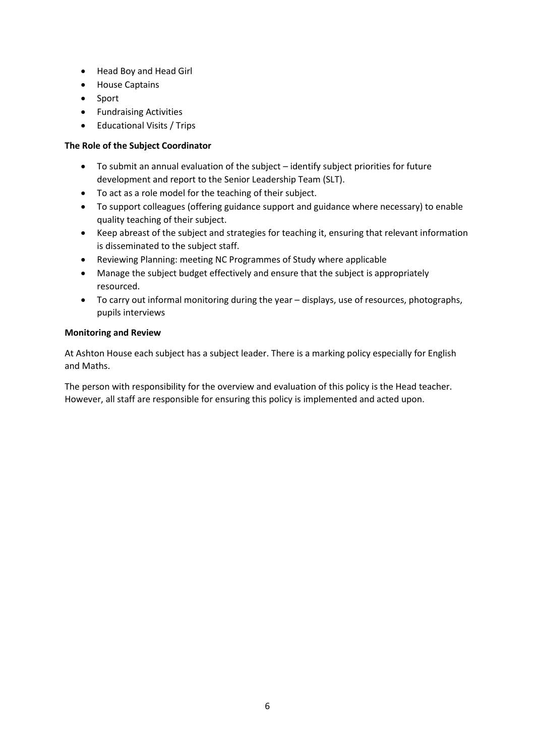- Head Boy and Head Girl
- House Captains
- Sport
- Fundraising Activities
- Educational Visits / Trips

**The Role of the Subject Coordinator**

- To submit an annual evaluation of the subject – identify subject priorities for future development and report to the Senior Leadership Team (SLT).
- To act as a role model for the teaching of their subject.
- To support colleagues (offering guidance support and guidance where necessary) to enable quality teaching of their subject.
- Keep abreast of the subject and strategies for teaching it, ensuring that relevant information is disseminated to the subject staff.
- Reviewing Planning: meeting NC Programmes of Study where applicable
- Manage the subject budget effectively and ensure that the subject is appropriately resourced.
- To carry out informal monitoring during the year – displays, use of resources, photographs, pupils interviews

**Monitoring and Review**

At Ashton House each subject has a subject leader. There is a marking policy especially for English and Maths.

The person with responsibility for the overview and evaluation of this policy is the Head teacher. However, all staff are responsible for ensuring this policy is implemented and acted upon.